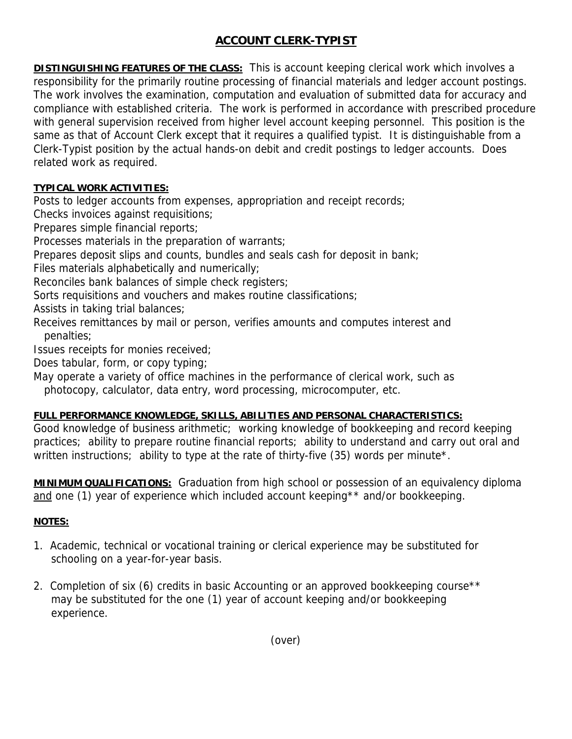# ACCOUNT CLERK-TYPIST

**DISTINGUISHING FEATURES OF THE CLASS:** This is account keeping clerical work which involves a responsibility for the primarily routine processing of financial materials and ledger account postings. The work involves the examination, computation and evaluation of submitted data for accuracy and compliance with established criteria. The work is performed in accordance with prescribed procedure with general supervision received from higher level account keeping personnel. This position is the same as that of Account Clerk except that it requires a qualified typist. It is distinguishable from a Clerk-Typist position by the actual hands-on debit and credit postings to ledger accounts. Does related work as required.

**TYPICAL WORK ACTIVITIES:**

Posts to ledger accounts from expenses, appropriation and receipt records;
Checks invoices against requisitions;
Prepares simple financial reports;
Processes materials in the preparation of warrants;
Prepares deposit slips and counts, bundles and seals cash for deposit in bank;
Files materials alphabetically and numerically;
Reconciles bank balances of simple check registers;
Sorts requisitions and vouchers and makes routine classifications;
Assists in taking trial balances;
Receives remittances by mail or person, verifies amounts and computes interest and penalties;
Issues receipts for monies received;
Does tabular, form, or copy typing;
May operate a variety of office machines in the performance of clerical work, such as photocopy, calculator, data entry, word processing, microcomputer, etc.

**FULL PERFORMANCE KNOWLEDGE, SKILLS, ABILITIES AND PERSONAL CHARACTERISTICS:**
Good knowledge of business arithmetic; working knowledge of bookkeeping and record keeping practices; ability to prepare routine financial reports; ability to understand and carry out oral and written instructions; ability to type at the rate of thirty-five (35) words per minute*.

**MINIMUM QUALIFICATIONS:** Graduation from high school or possession of an equivalency diploma and one (1) year of experience which included account keeping** and/or bookkeeping.

**NOTES:**

1. Academic, technical or vocational training or clerical experience may be substituted for schooling on a year-for-year basis.

2. Completion of six (6) credits in basic Accounting or an approved bookkeeping course** may be substituted for the one (1) year of account keeping and/or bookkeeping experience.

(over)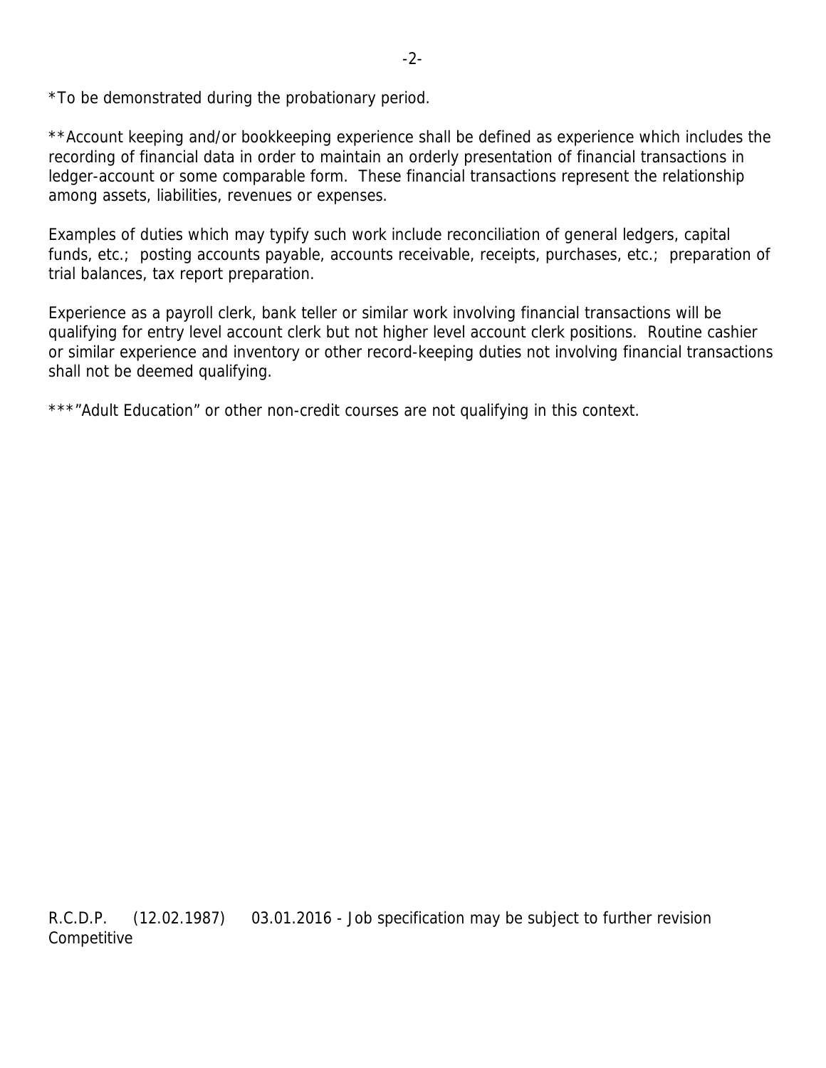*To be demonstrated during the probationary period.

**Account keeping and/or bookkeeping experience shall be defined as experience which includes the recording of financial data in order to maintain an orderly presentation of financial transactions in ledger-account or some comparable form. These financial transactions represent the relationship among assets, liabilities, revenues or expenses.

Examples of duties which may typify such work include reconciliation of general ledgers, capital funds, etc.; posting accounts payable, accounts receivable, receipts, purchases, etc.; preparation of trial balances, tax report preparation.

Experience as a payroll clerk, bank teller or similar work involving financial transactions will be qualifying for entry level account clerk but not higher level account clerk positions. Routine cashier or similar experience and inventory or other record-keeping duties not involving financial transactions shall not be deemed qualifying.

***"Adult Education" or other non-credit courses are not qualifying in this context.

R.C.D.P. (12.02.1987) 03.01.2016 - Job specification may be subject to further revision
Competitive